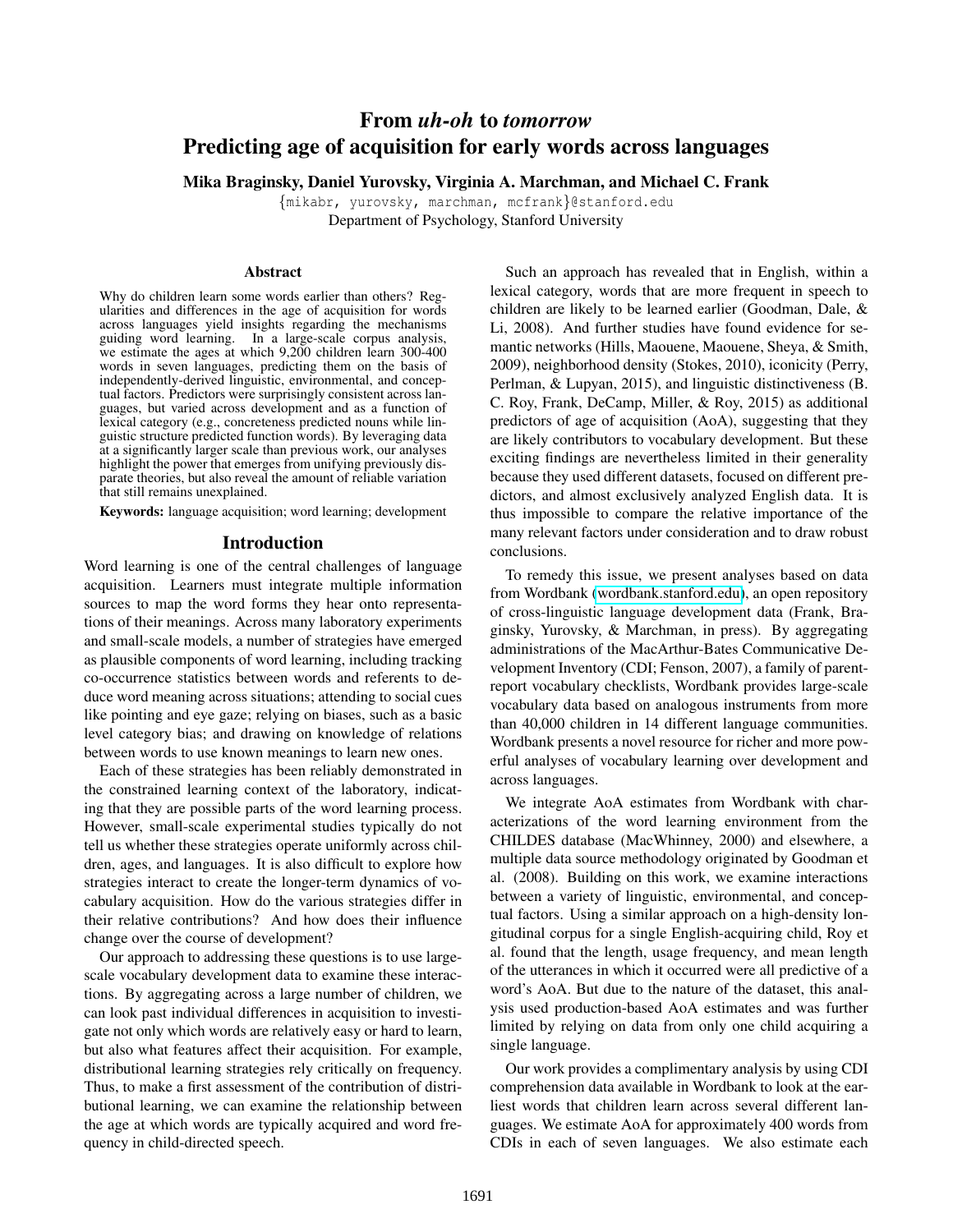# From *uh-oh* to *tomorrow*
# Predicting age of acquisition for early words across languages

**Mika Braginsky, Daniel Yurovsky, Virginia A. Marchman, and Michael C. Frank**

{mikabr, yurovsky, marchman, mcfrank}@stanford.edu
Department of Psychology, Stanford University

## Abstract

Why do children learn some words earlier than others? Regularities and differences in the age of acquisition for words across languages yield insights regarding the mechanisms guiding word learning. In a large-scale corpus analysis, we estimate the ages at which 9,200 children learn 300-400 words in seven languages, predicting them on the basis of independently-derived linguistic, environmental, and conceptual factors. Predictors were surprisingly consistent across languages, but varied across development and as a function of lexical category (e.g., concreteness predicted nouns while linguistic structure predicted function words). By leveraging data at a significantly larger scale than previous work, our analyses highlight the power that emerges from unifying previously disparate theories, but also reveal the amount of reliable variation that still remains unexplained.

**Keywords:** language acquisition; word learning; development

## Introduction

Word learning is one of the central challenges of language acquisition. Learners must integrate multiple information sources to map the word forms they hear onto representations of their meanings. Across many laboratory experiments and small-scale models, a number of strategies have emerged as plausible components of word learning, including tracking co-occurrence statistics between words and referents to deduce word meaning across situations; attending to social cues like pointing and eye gaze; relying on biases, such as a basic level category bias; and drawing on knowledge of relations between words to use known meanings to learn new ones.

Each of these strategies has been reliably demonstrated in the constrained learning context of the laboratory, indicating that they are possible parts of the word learning process. However, small-scale experimental studies typically do not tell us whether these strategies operate uniformly across children, ages, and languages. It is also difficult to explore how strategies interact to create the longer-term dynamics of vocabulary acquisition. How do the various strategies differ in their relative contributions? And how does their influence change over the course of development?

Our approach to addressing these questions is to use large-scale vocabulary development data to examine these interactions. By aggregating across a large number of children, we can look past individual differences in acquisition to investigate not only which words are relatively easy or hard to learn, but also what features affect their acquisition. For example, distributional learning strategies rely critically on frequency. Thus, to make a first assessment of the contribution of distributional learning, we can examine the relationship between the age at which words are typically acquired and word frequency in child-directed speech.

Such an approach has revealed that in English, within a lexical category, words that are more frequent in speech to children are likely to be learned earlier (Goodman, Dale, & Li, 2008). And further studies have found evidence for semantic networks (Hills, Maouene, Maouene, Sheya, & Smith, 2009), neighborhood density (Stokes, 2010), iconicity (Perry, Perlman, & Lupyan, 2015), and linguistic distinctiveness (B. C. Roy, Frank, DeCamp, Miller, & Roy, 2015) as additional predictors of age of acquisition (AoA), suggesting that they are likely contributors to vocabulary development. But these exciting findings are nevertheless limited in their generality because they used different datasets, focused on different predictors, and almost exclusively analyzed English data. It is thus impossible to compare the relative importance of the many relevant factors under consideration and to draw robust conclusions.

To remedy this issue, we present analyses based on data from Wordbank (wordbank.stanford.edu), an open repository of cross-linguistic language development data (Frank, Braginsky, Yurovsky, & Marchman, in press). By aggregating administrations of the MacArthur-Bates Communicative Development Inventory (CDI; Fenson, 2007), a family of parent-report vocabulary checklists, Wordbank provides large-scale vocabulary data based on analogous instruments from more than 40,000 children in 14 different language communities. Wordbank presents a novel resource for richer and more powerful analyses of vocabulary learning over development and across languages.

We integrate AoA estimates from Wordbank with characterizations of the word learning environment from the CHILDES database (MacWhinney, 2000) and elsewhere, a multiple data source methodology originated by Goodman et al. (2008). Building on this work, we examine interactions between a variety of linguistic, environmental, and conceptual factors. Using a similar approach on a high-density longitudinal corpus for a single English-acquiring child, Roy et al. found that the length, usage frequency, and mean length of the utterances in which it occurred were all predictive of a word's AoA. But due to the nature of the dataset, this analysis used production-based AoA estimates and was further limited by relying on data from only one child acquiring a single language.

Our work provides a complimentary analysis by using CDI comprehension data available in Wordbank to look at the earliest words that children learn across several different languages. We estimate AoA for approximately 400 words from CDIs in each of seven languages. We also estimate each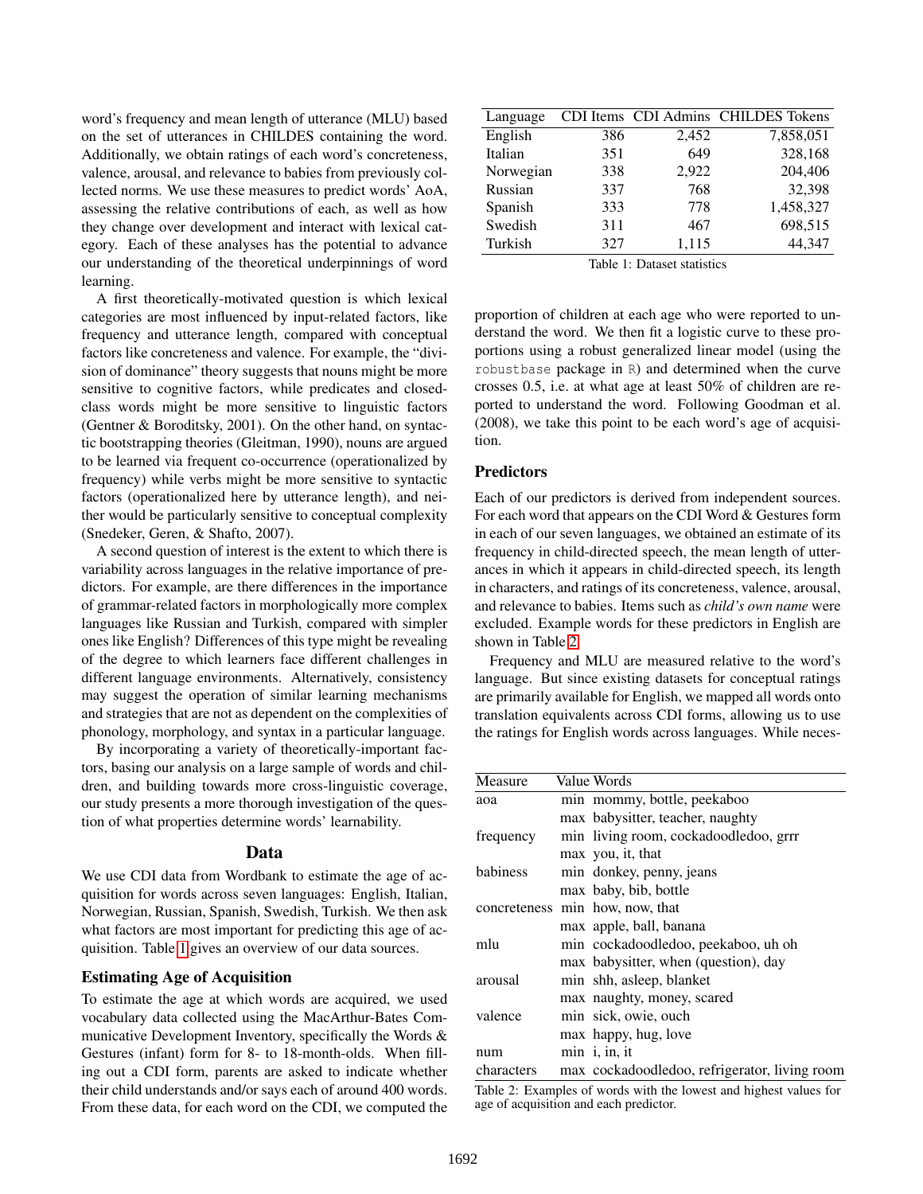word's frequency and mean length of utterance (MLU) based on the set of utterances in CHILDES containing the word. Additionally, we obtain ratings of each word's concreteness, valence, arousal, and relevance to babies from previously collected norms. We use these measures to predict words' AoA, assessing the relative contributions of each, as well as how they change over development and interact with lexical category. Each of these analyses has the potential to advance our understanding of the theoretical underpinnings of word learning.

A first theoretically-motivated question is which lexical categories are most influenced by input-related factors, like frequency and utterance length, compared with conceptual factors like concreteness and valence. For example, the "division of dominance" theory suggests that nouns might be more sensitive to cognitive factors, while predicates and closed-class words might be more sensitive to linguistic factors (Gentner & Boroditsky, 2001). On the other hand, on syntactic bootstrapping theories (Gleitman, 1990), nouns are argued to be learned via frequent co-occurrence (operationalized by frequency) while verbs might be more sensitive to syntactic factors (operationalized here by utterance length), and neither would be particularly sensitive to conceptual complexity (Snedeker, Geren, & Shafto, 2007).

A second question of interest is the extent to which there is variability across languages in the relative importance of predictors. For example, are there differences in the importance of grammar-related factors in morphologically more complex languages like Russian and Turkish, compared with simpler ones like English? Differences of this type might be revealing of the degree to which learners face different challenges in different language environments. Alternatively, consistency may suggest the operation of similar learning mechanisms and strategies that are not as dependent on the complexities of phonology, morphology, and syntax in a particular language.

By incorporating a variety of theoretically-important factors, basing our analysis on a large sample of words and children, and building towards more cross-linguistic coverage, our study presents a more thorough investigation of the question of what properties determine words' learnability.

## Data

We use CDI data from Wordbank to estimate the age of acquisition for words across seven languages: English, Italian, Norwegian, Russian, Spanish, Swedish, Turkish. We then ask what factors are most important for predicting this age of acquisition. Table 1 gives an overview of our data sources.

| Language | CDI Items | CDI Admins | CHILDES Tokens |
|---|---|---|---|
| English | 386 | 2,452 | 7,858,051 |
| Italian | 351 | 649 | 328,168 |
| Norwegian | 338 | 2,922 | 204,406 |
| Russian | 337 | 768 | 32,398 |
| Spanish | 333 | 778 | 1,458,327 |
| Swedish | 311 | 467 | 698,515 |
| Turkish | 327 | 1,115 | 44,347 |

Table 1: Dataset statistics

### Estimating Age of Acquisition

To estimate the age at which words are acquired, we used vocabulary data collected using the MacArthur-Bates Communicative Development Inventory, specifically the Words & Gestures (infant) form for 8- to 18-month-olds. When filling out a CDI form, parents are asked to indicate whether their child understands and/or says each of around 400 words. From these data, for each word on the CDI, we computed the proportion of children at each age who were reported to understand the word. We then fit a logistic curve to these proportions using a robust generalized linear model (using the `robustbase` package in `R`) and determined when the curve crosses 0.5, i.e. at what age at least 50% of children are reported to understand the word. Following Goodman et al. (2008), we take this point to be each word's age of acquisition.

### Predictors

Each of our predictors is derived from independent sources. For each word that appears on the CDI Word & Gestures form in each of our seven languages, we obtained an estimate of its frequency in child-directed speech, the mean length of utterances in which it appears in child-directed speech, its length in characters, and ratings of its concreteness, valence, arousal, and relevance to babies. Items such as *child's own name* were excluded. Example words for these predictors in English are shown in Table 2.

Frequency and MLU are measured relative to the word's language. But since existing datasets for conceptual ratings are primarily available for English, we mapped all words onto translation equivalents across CDI forms, allowing us to use the ratings for English words across languages. While neces-

| Measure | Value | Words |
|---|---|---|
| aoa | min | mommy, bottle, peekaboo |
| | max | babysitter, teacher, naughty |
| frequency | min | living room, cockadoodledoo, grrr |
| | max | you, it, that |
| babiness | min | donkey, penny, jeans |
| | max | baby, bib, bottle |
| concreteness | min | how, now, that |
| | max | apple, ball, banana |
| mlu | min | cockadoodledoo, peekaboo, uh oh |
| | max | babysitter, when (question), day |
| arousal | min | shh, asleep, blanket |
| | max | naughty, money, scared |
| valence | min | sick, owie, ouch |
| | max | happy, hug, love |
| num | min | i, in, it |
| characters | max | cockadoodledoo, refrigerator, living room |

Table 2: Examples of words with the lowest and highest values for age of acquisition and each predictor.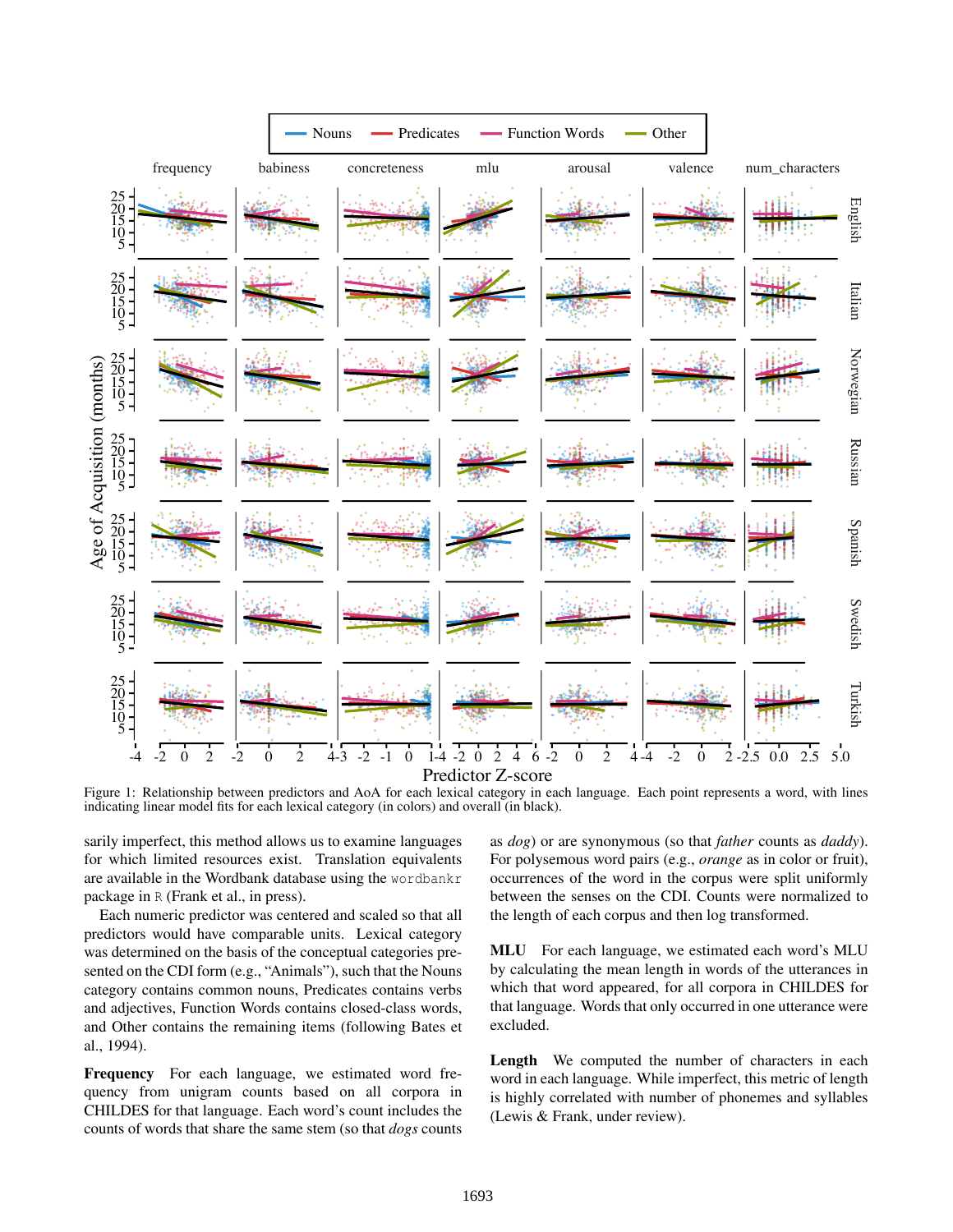Figure 1: Relationship between predictors and AoA for each lexical category in each language. Each point represents a word, with lines indicating linear model fits for each lexical category (in colors) and overall (in black).

sarily imperfect, this method allows us to examine languages for which limited resources exist. Translation equivalents are available in the Wordbank database using the `wordbankr` package in `R` (Frank et al., in press).

Each numeric predictor was centered and scaled so that all predictors would have comparable units. Lexical category was determined on the basis of the conceptual categories presented on the CDI form (e.g., "Animals"), such that the Nouns category contains common nouns, Predicates contains verbs and adjectives, Function Words contains closed-class words, and Other contains the remaining items (following Bates et al., 1994).

**Frequency** For each language, we estimated word frequency from unigram counts based on all corpora in CHILDES for that language. Each word's count includes the counts of words that share the same stem (so that *dogs* counts as *dog*) or are synonymous (so that *father* counts as *daddy*). For polysemous word pairs (e.g., *orange* as in color or fruit), occurrences of the word in the corpus were split uniformly between the senses on the CDI. Counts were normalized to the length of each corpus and then log transformed.

**MLU** For each language, we estimated each word's MLU by calculating the mean length in words of the utterances in which that word appeared, for all corpora in CHILDES for that language. Words that only occurred in one utterance were excluded.

**Length** We computed the number of characters in each word in each language. While imperfect, this metric of length is highly correlated with number of phonemes and syllables (Lewis & Frank, under review).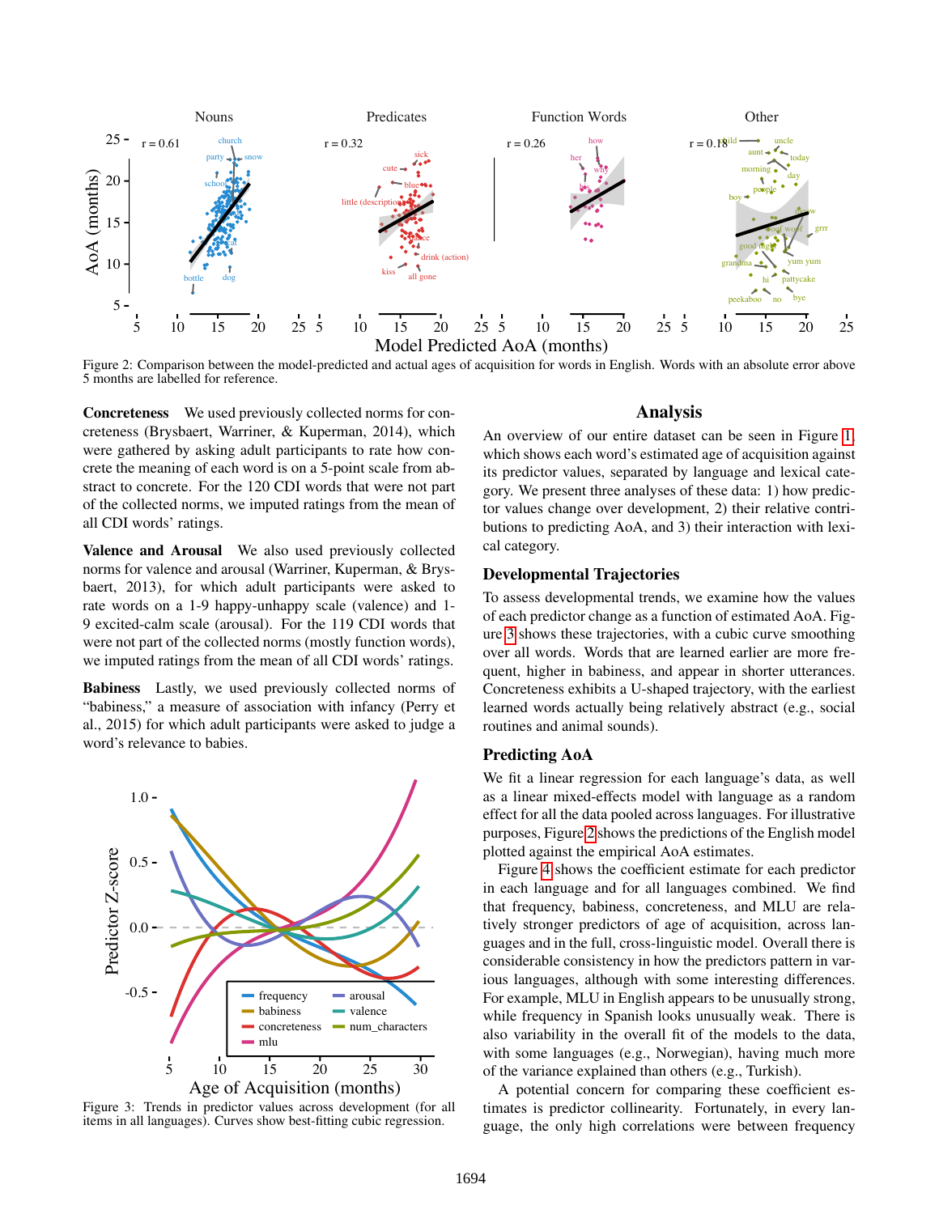Figure 2: Comparison between the model-predicted and actual ages of acquisition for words in English. Words with an absolute error above 5 months are labelled for reference.

**Concreteness** We used previously collected norms for concreteness (Brysbaert, Warriner, & Kuperman, 2014), which were gathered by asking adult participants to rate how concrete the meaning of each word is on a 5-point scale from abstract to concrete. For the 120 CDI words that were not part of the collected norms, we imputed ratings from the mean of all CDI words' ratings.

**Valence and Arousal** We also used previously collected norms for valence and arousal (Warriner, Kuperman, & Brysbaert, 2013), for which adult participants were asked to rate words on a 1-9 happy-unhappy scale (valence) and 1-9 excited-calm scale (arousal). For the 119 CDI words that were not part of the collected norms (mostly function words), we imputed ratings from the mean of all CDI words' ratings.

**Babiness** Lastly, we used previously collected norms of "babiness," a measure of association with infancy (Perry et al., 2015) for which adult participants were asked to judge a word's relevance to babies.

Figure 3: Trends in predictor values across development (for all items in all languages). Curves show best-fitting cubic regression.

## Analysis

An overview of our entire dataset can be seen in Figure 1, which shows each word's estimated age of acquisition against its predictor values, separated by language and lexical category. We present three analyses of these data: 1) how predictor values change over development, 2) their relative contributions to predicting AoA, and 3) their interaction with lexical category.

### Developmental Trajectories

To assess developmental trends, we examine how the values of each predictor change as a function of estimated AoA. Figure 3 shows these trajectories, with a cubic curve smoothing over all words. Words that are learned earlier are more frequent, higher in babiness, and appear in shorter utterances. Concreteness exhibits a U-shaped trajectory, with the earliest learned words actually being relatively abstract (e.g., social routines and animal sounds).

### Predicting AoA

We fit a linear regression for each language's data, as well as a linear mixed-effects model with language as a random effect for all the data pooled across languages. For illustrative purposes, Figure 2 shows the predictions of the English model plotted against the empirical AoA estimates.

Figure 4 shows the coefficient estimate for each predictor in each language and for all languages combined. We find that frequency, babiness, concreteness, and MLU are relatively stronger predictors of age of acquisition, across languages and in the full, cross-linguistic model. Overall there is considerable consistency in how the predictors pattern in various languages, although with some interesting differences. For example, MLU in English appears to be unusually strong, while frequency in Spanish looks unusually weak. There is also variability in the overall fit of the models to the data, with some languages (e.g., Norwegian), having much more of the variance explained than others (e.g., Turkish).

A potential concern for comparing these coefficient estimates is predictor collinearity. Fortunately, in every language, the only high correlations were between frequency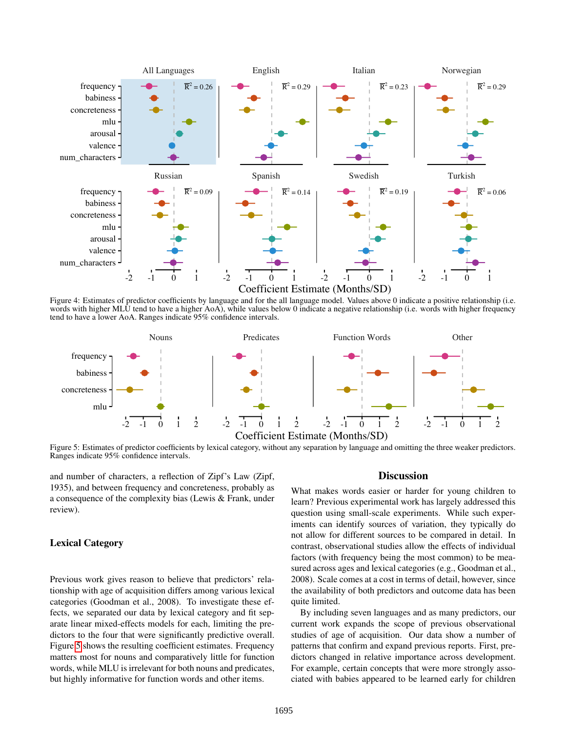Figure 4: Estimates of predictor coefficients by language and for the all language model. Values above 0 indicate a positive relationship (i.e. words with higher MLU tend to have a higher AoA), while values below 0 indicate a negative relationship (i.e. words with higher frequency tend to have a lower AoA. Ranges indicate 95% confidence intervals.

Figure 5: Estimates of predictor coefficients by lexical category, without any separation by language and omitting the three weaker predictors. Ranges indicate 95% confidence intervals.

and number of characters, a reflection of Zipf's Law (Zipf, 1935), and between frequency and concreteness, probably as a consequence of the complexity bias (Lewis & Frank, under review).

### Lexical Category

Previous work gives reason to believe that predictors' relationship with age of acquisition differs among various lexical categories (Goodman et al., 2008). To investigate these effects, we separated our data by lexical category and fit separate linear mixed-effects models for each, limiting the predictors to the four that were significantly predictive overall. Figure 5 shows the resulting coefficient estimates. Frequency matters most for nouns and comparatively little for function words, while MLU is irrelevant for both nouns and predicates, but highly informative for function words and other items.

## Discussion

What makes words easier or harder for young children to learn? Previous experimental work has largely addressed this question using small-scale experiments. While such experiments can identify sources of variation, they typically do not allow for different sources to be compared in detail. In contrast, observational studies allow the effects of individual factors (with frequency being the most common) to be measured across ages and lexical categories (e.g., Goodman et al., 2008). Scale comes at a cost in terms of detail, however, since the availability of both predictors and outcome data has been quite limited.

By including seven languages and as many predictors, our current work expands the scope of previous observational studies of age of acquisition. Our data show a number of patterns that confirm and expand previous reports. First, predictors changed in relative importance across development. For example, certain concepts that were more strongly associated with babies appeared to be learned early for children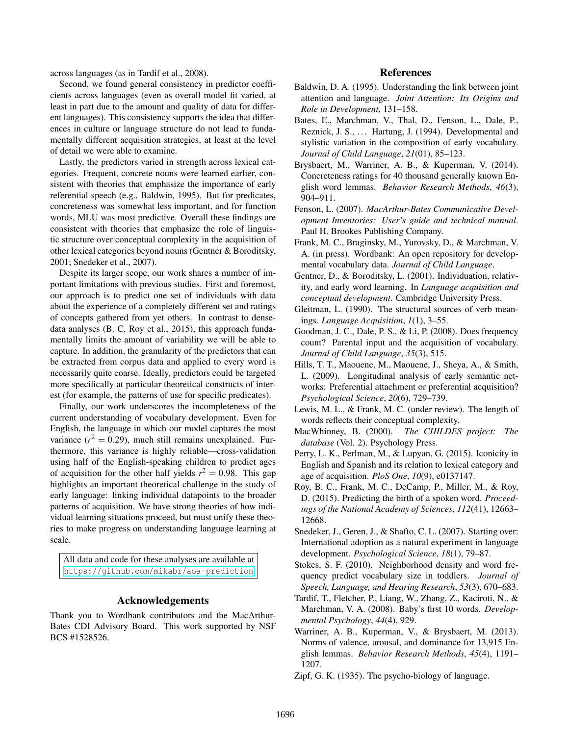across languages (as in Tardif et al., 2008).

Second, we found general consistency in predictor coefficients across languages (even as overall model fit varied, at least in part due to the amount and quality of data for different languages). This consistency supports the idea that differences in culture or language structure do not lead to fundamentally different acquisition strategies, at least at the level of detail we were able to examine.

Lastly, the predictors varied in strength across lexical categories. Frequent, concrete nouns were learned earlier, consistent with theories that emphasize the importance of early referential speech (e.g., Baldwin, 1995). But for predicates, concreteness was somewhat less important, and for function words, MLU was most predictive. Overall these findings are consistent with theories that emphasize the role of linguistic structure over conceptual complexity in the acquisition of other lexical categories beyond nouns (Gentner & Boroditsky, 2001; Snedeker et al., 2007).

Despite its larger scope, our work shares a number of important limitations with previous studies. First and foremost, our approach is to predict one set of individuals with data about the experience of a completely different set and ratings of concepts gathered from yet others. In contrast to dense-data analyses (B. C. Roy et al., 2015), this approach fundamentally limits the amount of variability we will be able to capture. In addition, the granularity of the predictors that can be extracted from corpus data and applied to every word is necessarily quite coarse. Ideally, predictors could be targeted more specifically at particular theoretical constructs of interest (for example, the patterns of use for specific predicates).

Finally, our work underscores the incompleteness of the current understanding of vocabulary development. Even for English, the language in which our model captures the most variance ($r^2 = 0.29$), much still remains unexplained. Furthermore, this variance is highly reliable—cross-validation using half of the English-speaking children to predict ages of acquisition for the other half yields $r^2 = 0.98$. This gap highlights an important theoretical challenge in the study of early language: linking individual datapoints to the broader patterns of acquisition. We have strong theories of how individual learning situations proceed, but must unify these theories to make progress on understanding language learning at scale.

All data and code for these analyses are available at https://github.com/mikabr/aoa-prediction

## Acknowledgements

Thank you to Wordbank contributors and the MacArthur-Bates CDI Advisory Board. This work supported by NSF BCS #1528526.

## References

Baldwin, D. A. (1995). Understanding the link between joint attention and language. *Joint Attention: Its Origins and Role in Development*, 131–158.

Bates, E., Marchman, V., Thal, D., Fenson, L., Dale, P., Reznick, J. S., ... Hartung, J. (1994). Developmental and stylistic variation in the composition of early vocabulary. *Journal of Child Language*, *21*(01), 85–123.

Brysbaert, M., Warriner, A. B., & Kuperman, V. (2014). Concreteness ratings for 40 thousand generally known English word lemmas. *Behavior Research Methods*, *46*(3), 904–911.

Fenson, L. (2007). *MacArthur-Bates Communicative Development Inventories: User's guide and technical manual*. Paul H. Brookes Publishing Company.

Frank, M. C., Braginsky, M., Yurovsky, D., & Marchman, V. A. (in press). Wordbank: An open repository for developmental vocabulary data. *Journal of Child Language*.

Gentner, D., & Boroditsky, L. (2001). Individuation, relativity, and early word learning. In *Language acquisition and conceptual development*. Cambridge University Press.

Gleitman, L. (1990). The structural sources of verb meanings. *Language Acquisition*, *1*(1), 3–55.

Goodman, J. C., Dale, P. S., & Li, P. (2008). Does frequency count? Parental input and the acquisition of vocabulary. *Journal of Child Language*, *35*(3), 515.

Hills, T. T., Maouene, M., Maouene, J., Sheya, A., & Smith, L. (2009). Longitudinal analysis of early semantic networks: Preferential attachment or preferential acquisition? *Psychological Science*, *20*(6), 729–739.

Lewis, M. L., & Frank, M. C. (under review). The length of words reflects their conceptual complexity.

MacWhinney, B. (2000). *The CHILDES project: The database* (Vol. 2). Psychology Press.

Perry, L. K., Perlman, M., & Lupyan, G. (2015). Iconicity in English and Spanish and its relation to lexical category and age of acquisition. *PloS One*, *10*(9), e0137147.

Roy, B. C., Frank, M. C., DeCamp, P., Miller, M., & Roy, D. (2015). Predicting the birth of a spoken word. *Proceedings of the National Academy of Sciences*, *112*(41), 12663–12668.

Snedeker, J., Geren, J., & Shafto, C. L. (2007). Starting over: International adoption as a natural experiment in language development. *Psychological Science*, *18*(1), 79–87.

Stokes, S. F. (2010). Neighborhood density and word frequency predict vocabulary size in toddlers. *Journal of Speech, Language, and Hearing Research*, *53*(3), 670–683.

Tardif, T., Fletcher, P., Liang, W., Zhang, Z., Kaciroti, N., & Marchman, V. A. (2008). Baby's first 10 words. *Developmental Psychology*, *44*(4), 929.

Warriner, A. B., Kuperman, V., & Brysbaert, M. (2013). Norms of valence, arousal, and dominance for 13,915 English lemmas. *Behavior Research Methods*, *45*(4), 1191–1207.

Zipf, G. K. (1935). The psycho-biology of language.